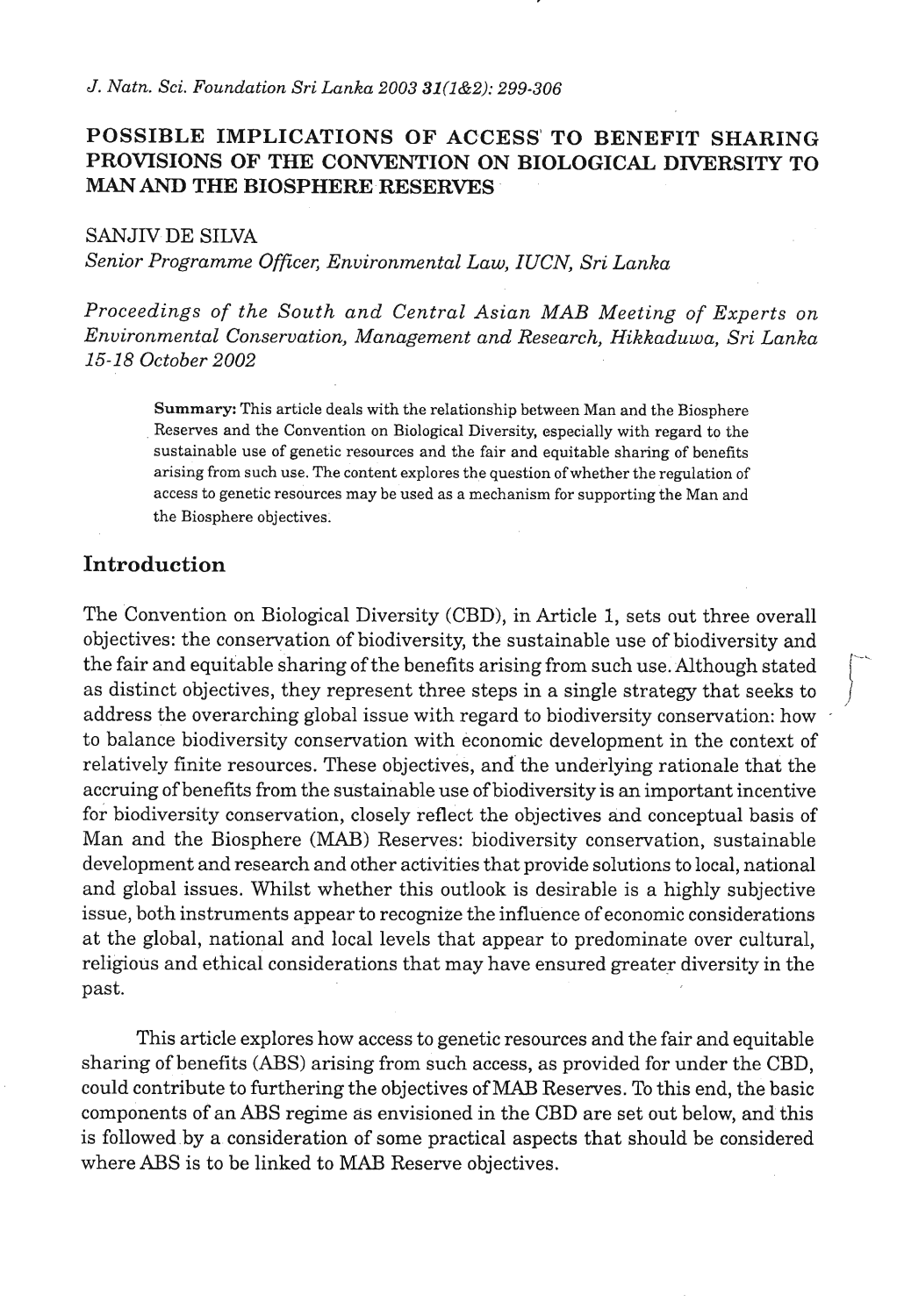# POSSIBLE IMPLICATIONS OF ACCESS TO BENEFIT SHARING PROVISIONS OF THE CONVENTION ON BIOLOGICAL DIVERSITY TO MAN AND THE BIOSPHERE RESERVES

SANJIV DE SILVA

*Senior Programme Officer, Environmental Law, IUCN, Sri Lanka*

*Proceedings of the South and Central Asian MAB Meeting of Experts on Environmental Conservation, Management and Research, Hikkaduwa, Sri Lanka 15-18 October 2002*

**Summary:** This article deals with the relationship between Man and the Biosphere Reserves and the Convention on Biological Diversity, especially with regard to the sustainable use of genetic resources and the fair and equitable sharing of benefits arising from such use. The content explores the question of whether the regulation of access to genetic resources may be used as a mechanism for supporting the Man and the Biosphere objectives.

## Introduction

The Convention on Biological Diversity (CBD), in Article 1, sets out three overall objectives: the conservation of biodiversity, the sustainable use of biodiversity and the fair and equitable sharing of the benefits arising from such use. Although stated as distinct objectives, they represent three steps in a single strategy that seeks to address the overarching global issue with regard to biodiversity conservation: how to balance biodiversity conservation with economic development in the context of relatively finite resources. These objectives, and the underlying rationale that the accruing of benefits from the sustainable use of biodiversity is an important incentive for biodiversity conservation, closely reflect the objectives and conceptual basis of Man and the Biosphere (MAB) Reserves: biodiversity conservation, sustainable development and research and other activities that provide solutions to local, national and global issues. Whilst whether this outlook is desirable is a highly subjective issue, both instruments appear to recognize the influence of economic considerations at the global, national and local levels that appear to predominate over cultural, religious and ethical considerations that may have ensured greater diversity in the past.

This article explores how access to genetic resources and the fair and equitable sharing of benefits (ABS) arising from such access, as provided for under the CBD, could contribute to furthering the objectives of MAB Reserves. To this end, the basic components of an ABS regime as envisioned in the CBD are set out below, and this is followed by a consideration of some practical aspects that should be considered where ABS is to be linked to MAB Reserve objectives.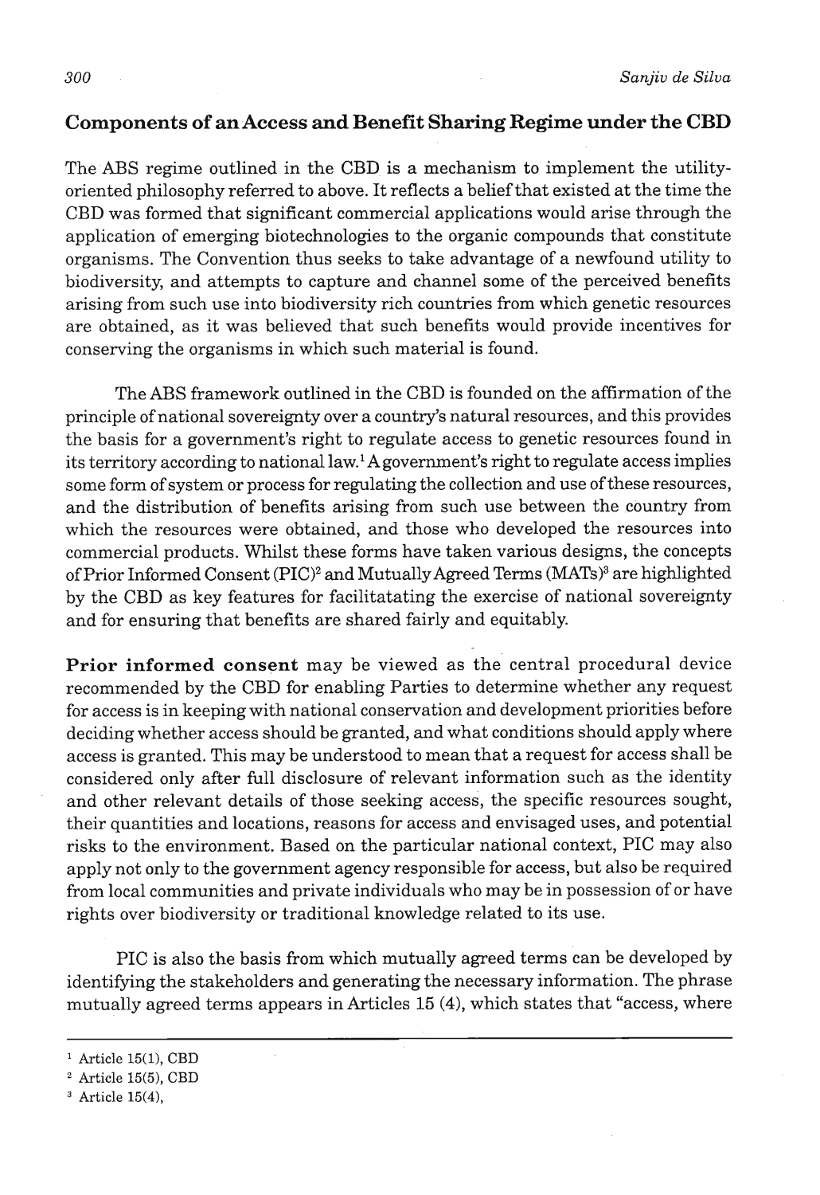## Components of an Access and Benefit Sharing Regime under the CBD

The ABS regime outlined in the CBD is a mechanism to implement the utility-oriented philosophy referred to above. It reflects a belief that existed at the time the CBD was formed that significant commercial applications would arise through the application of emerging biotechnologies to the organic compounds that constitute organisms. The Convention thus seeks to take advantage of a newfound utility to biodiversity, and attempts to capture and channel some of the perceived benefits arising from such use into biodiversity rich countries from which genetic resources are obtained, as it was believed that such benefits would provide incentives for conserving the organisms in which such material is found.

The ABS framework outlined in the CBD is founded on the affirmation of the principle of national sovereignty over a country's natural resources, and this provides the basis for a government's right to regulate access to genetic resources found in its territory according to national law.[1] A government's right to regulate access implies some form of system or process for regulating the collection and use of these resources, and the distribution of benefits arising from such use between the country from which the resources were obtained, and those who developed the resources into commercial products. Whilst these forms have taken various designs, the concepts of Prior Informed Consent (PIC)[2] and Mutually Agreed Terms (MATs)[3] are highlighted by the CBD as key features for facilitatating the exercise of national sovereignty and for ensuring that benefits are shared fairly and equitably.

**Prior informed consent** may be viewed as the central procedural device recommended by the CBD for enabling Parties to determine whether any request for access is in keeping with national conservation and development priorities before deciding whether access should be granted, and what conditions should apply where access is granted. This may be understood to mean that a request for access shall be considered only after full disclosure of relevant information such as the identity and other relevant details of those seeking access, the specific resources sought, their quantities and locations, reasons for access and envisaged uses, and potential risks to the environment. Based on the particular national context, PIC may also apply not only to the government agency responsible for access, but also be required from local communities and private individuals who may be in possession of or have rights over biodiversity or traditional knowledge related to its use.

PIC is also the basis from which mutually agreed terms can be developed by identifying the stakeholders and generating the necessary information. The phrase mutually agreed terms appears in Articles 15 (4), which states that "access, where

---

[1] Article 15(1), CBD

[2] Article 15(5), CBD

[3] Article 15(4),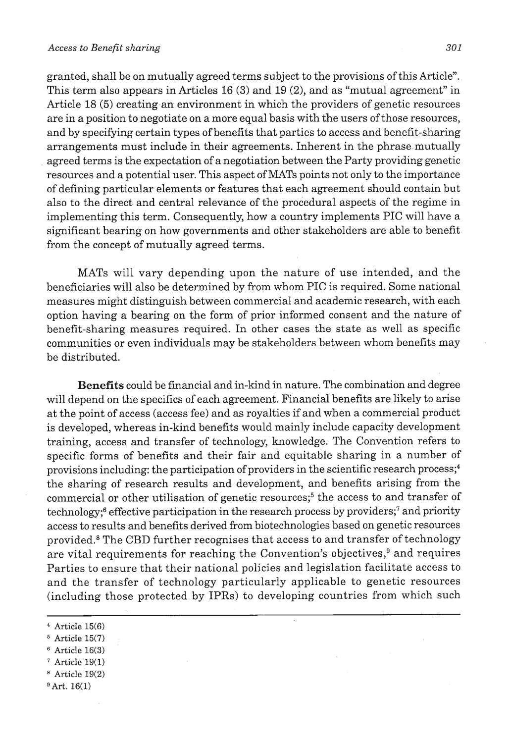granted, shall be on mutually agreed terms subject to the provisions of this Article". This term also appears in Articles 16 (3) and 19 (2), and as "mutual agreement" in Article 18 (5) creating an environment in which the providers of genetic resources are in a position to negotiate on a more equal basis with the users of those resources, and by specifying certain types of benefits that parties to access and benefit-sharing arrangements must include in their agreements. Inherent in the phrase mutually agreed terms is the expectation of a negotiation between the Party providing genetic resources and a potential user. This aspect of MATs points not only to the importance of defining particular elements or features that each agreement should contain but also to the direct and central relevance of the procedural aspects of the regime in implementing this term. Consequently, how a country implements PIC will have a significant bearing on how governments and other stakeholders are able to benefit from the concept of mutually agreed terms.

MATs will vary depending upon the nature of use intended, and the beneficiaries will also be determined by from whom PIC is required. Some national measures might distinguish between commercial and academic research, with each option having a bearing on the form of prior informed consent and the nature of benefit-sharing measures required. In other cases the state as well as specific communities or even individuals may be stakeholders between whom benefits may be distributed.

**Benefits** could be financial and in-kind in nature. The combination and degree will depend on the specifics of each agreement. Financial benefits are likely to arise at the point of access (access fee) and as royalties if and when a commercial product is developed, whereas in-kind benefits would mainly include capacity development training, access and transfer of technology, knowledge. The Convention refers to specific forms of benefits and their fair and equitable sharing in a number of provisions including: the participation of providers in the scientific research process;[4] the sharing of research results and development, and benefits arising from the commercial or other utilisation of genetic resources;[5] the access to and transfer of technology;[6] effective participation in the research process by providers;[7] and priority access to results and benefits derived from biotechnologies based on genetic resources provided.[8] The CBD further recognises that access to and transfer of technology are vital requirements for reaching the Convention's objectives,[9] and requires Parties to ensure that their national policies and legislation facilitate access to and the transfer of technology particularly applicable to genetic resources (including those protected by IPRs) to developing countries from which such

---

[4] Article 15(6)

[5] Article 15(7)

[6] Article 16(3)

[7] Article 19(1)

[8] Article 19(2)

[9] Art. 16(1)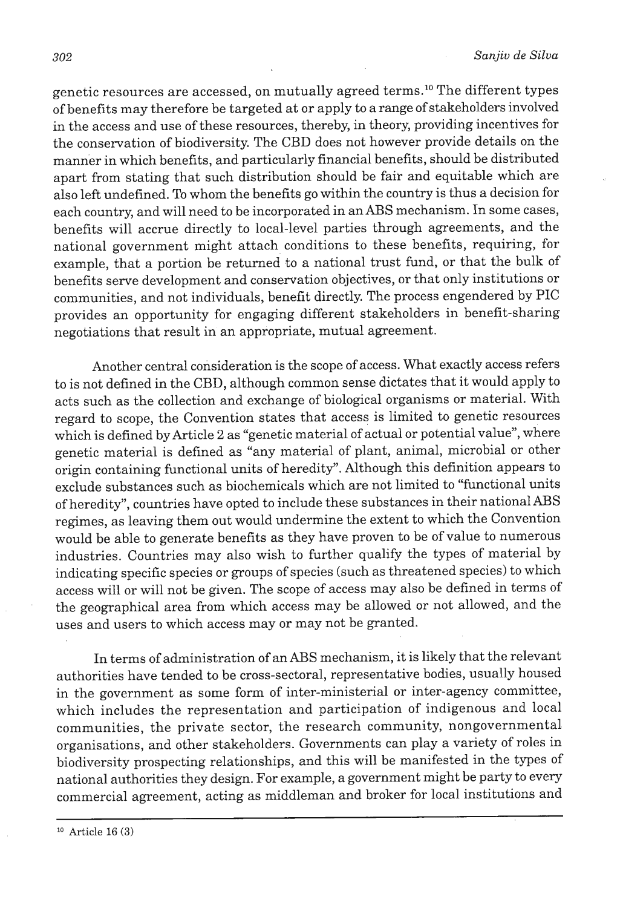genetic resources are accessed, on mutually agreed terms.[10] The different types of benefits may therefore be targeted at or apply to a range of stakeholders involved in the access and use of these resources, thereby, in theory, providing incentives for the conservation of biodiversity. The CBD does not however provide details on the manner in which benefits, and particularly financial benefits, should be distributed apart from stating that such distribution should be fair and equitable which are also left undefined. To whom the benefits go within the country is thus a decision for each country, and will need to be incorporated in an ABS mechanism. In some cases, benefits will accrue directly to local-level parties through agreements, and the national government might attach conditions to these benefits, requiring, for example, that a portion be returned to a national trust fund, or that the bulk of benefits serve development and conservation objectives, or that only institutions or communities, and not individuals, benefit directly. The process engendered by PIC provides an opportunity for engaging different stakeholders in benefit-sharing negotiations that result in an appropriate, mutual agreement.

Another central consideration is the scope of access. What exactly access refers to is not defined in the CBD, although common sense dictates that it would apply to acts such as the collection and exchange of biological organisms or material. With regard to scope, the Convention states that access is limited to genetic resources which is defined by Article 2 as "genetic material of actual or potential value", where genetic material is defined as "any material of plant, animal, microbial or other origin containing functional units of heredity". Although this definition appears to exclude substances such as biochemicals which are not limited to "functional units of heredity", countries have opted to include these substances in their national ABS regimes, as leaving them out would undermine the extent to which the Convention would be able to generate benefits as they have proven to be of value to numerous industries. Countries may also wish to further qualify the types of material by indicating specific species or groups of species (such as threatened species) to which access will or will not be given. The scope of access may also be defined in terms of the geographical area from which access may be allowed or not allowed, and the uses and users to which access may or may not be granted.

In terms of administration of an ABS mechanism, it is likely that the relevant authorities have tended to be cross-sectoral, representative bodies, usually housed in the government as some form of inter-ministerial or inter-agency committee, which includes the representation and participation of indigenous and local communities, the private sector, the research community, nongovernmental organisations, and other stakeholders. Governments can play a variety of roles in biodiversity prospecting relationships, and this will be manifested in the types of national authorities they design. For example, a government might be party to every commercial agreement, acting as middleman and broker for local institutions and

[10] Article 16 (3)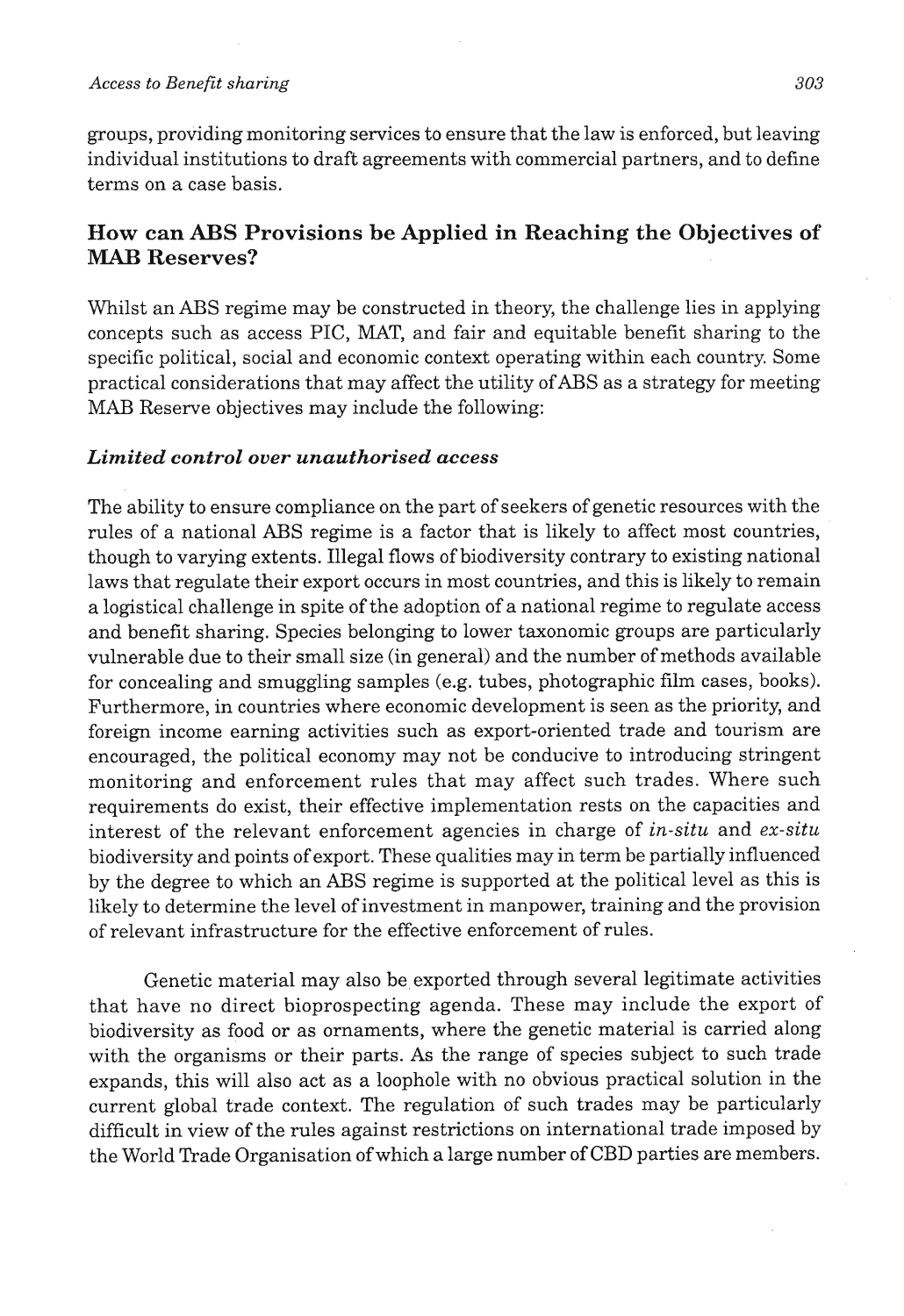groups, providing monitoring services to ensure that the law is enforced, but leaving individual institutions to draft agreements with commercial partners, and to define terms on a case basis.

## How can ABS Provisions be Applied in Reaching the Objectives of MAB Reserves?

Whilst an ABS regime may be constructed in theory, the challenge lies in applying concepts such as access PIC, MAT, and fair and equitable benefit sharing to the specific political, social and economic context operating within each country. Some practical considerations that may affect the utility of ABS as a strategy for meeting MAB Reserve objectives may include the following:

### *Limited control over unauthorised access*

The ability to ensure compliance on the part of seekers of genetic resources with the rules of a national ABS regime is a factor that is likely to affect most countries, though to varying extents. Illegal flows of biodiversity contrary to existing national laws that regulate their export occurs in most countries, and this is likely to remain a logistical challenge in spite of the adoption of a national regime to regulate access and benefit sharing. Species belonging to lower taxonomic groups are particularly vulnerable due to their small size (in general) and the number of methods available for concealing and smuggling samples (e.g. tubes, photographic film cases, books). Furthermore, in countries where economic development is seen as the priority, and foreign income earning activities such as export-oriented trade and tourism are encouraged, the political economy may not be conducive to introducing stringent monitoring and enforcement rules that may affect such trades. Where such requirements do exist, their effective implementation rests on the capacities and interest of the relevant enforcement agencies in charge of *in-situ* and *ex-situ* biodiversity and points of export. These qualities may in term be partially influenced by the degree to which an ABS regime is supported at the political level as this is likely to determine the level of investment in manpower, training and the provision of relevant infrastructure for the effective enforcement of rules.

Genetic material may also be exported through several legitimate activities that have no direct bioprospecting agenda. These may include the export of biodiversity as food or as ornaments, where the genetic material is carried along with the organisms or their parts. As the range of species subject to such trade expands, this will also act as a loophole with no obvious practical solution in the current global trade context. The regulation of such trades may be particularly difficult in view of the rules against restrictions on international trade imposed by the World Trade Organisation of which a large number of CBD parties are members.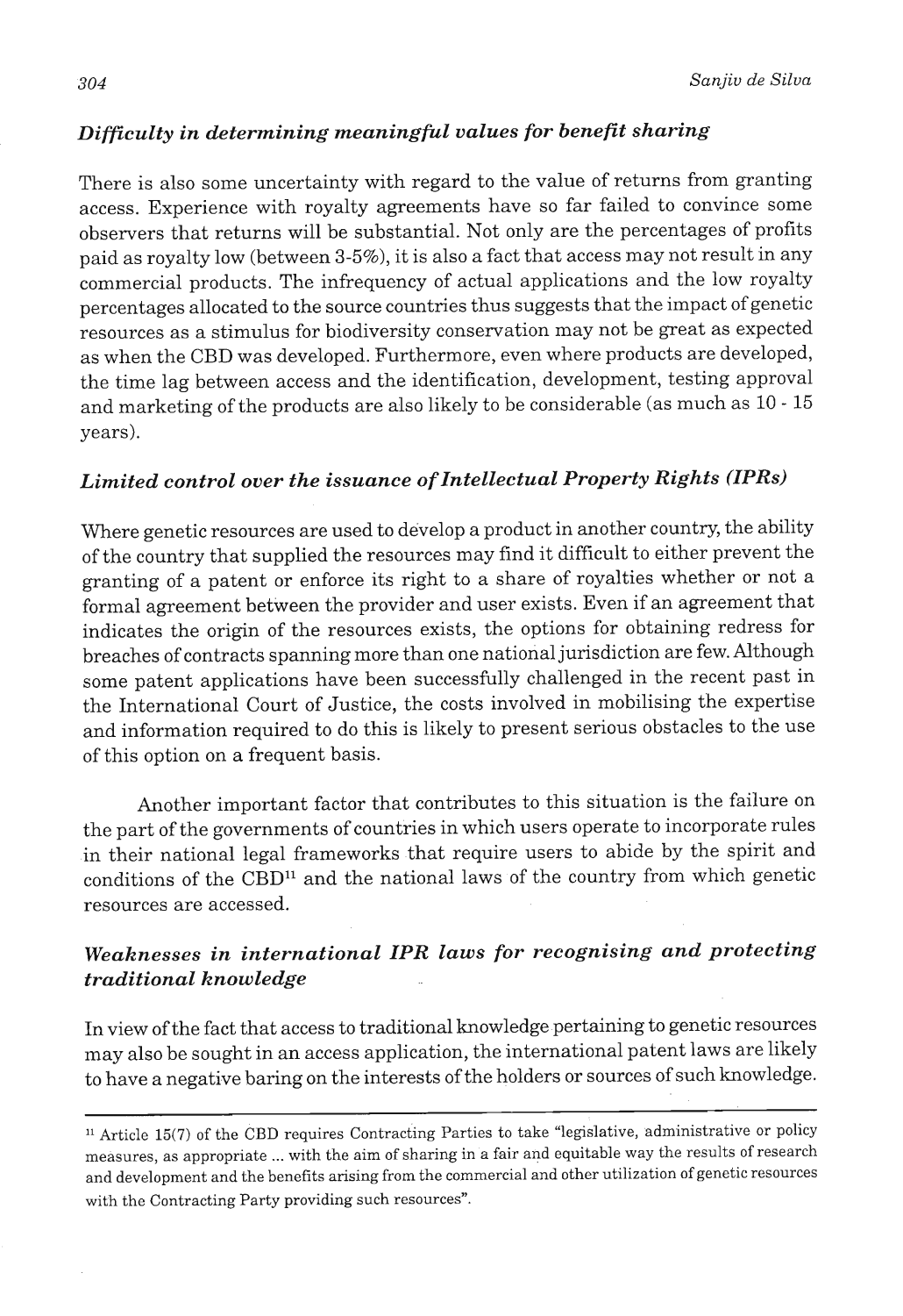### *Difficulty in determining meaningful values for benefit sharing*

There is also some uncertainty with regard to the value of returns from granting access. Experience with royalty agreements have so far failed to convince some observers that returns will be substantial. Not only are the percentages of profits paid as royalty low (between 3-5%), it is also a fact that access may not result in any commercial products. The infrequency of actual applications and the low royalty percentages allocated to the source countries thus suggests that the impact of genetic resources as a stimulus for biodiversity conservation may not be great as expected as when the CBD was developed. Furthermore, even where products are developed, the time lag between access and the identification, development, testing approval and marketing of the products are also likely to be considerable (as much as 10 - 15 years).

### *Limited control over the issuance of Intellectual Property Rights (IPRs)*

Where genetic resources are used to develop a product in another country, the ability of the country that supplied the resources may find it difficult to either prevent the granting of a patent or enforce its right to a share of royalties whether or not a formal agreement between the provider and user exists. Even if an agreement that indicates the origin of the resources exists, the options for obtaining redress for breaches of contracts spanning more than one national jurisdiction are few. Although some patent applications have been successfully challenged in the recent past in the International Court of Justice, the costs involved in mobilising the expertise and information required to do this is likely to present serious obstacles to the use of this option on a frequent basis.

Another important factor that contributes to this situation is the failure on the part of the governments of countries in which users operate to incorporate rules in their national legal frameworks that require users to abide by the spirit and conditions of the CBD[11] and the national laws of the country from which genetic resources are accessed.

### *Weaknesses in international IPR laws for recognising and protecting traditional knowledge*

In view of the fact that access to traditional knowledge pertaining to genetic resources may also be sought in an access application, the international patent laws are likely to have a negative baring on the interests of the holders or sources of such knowledge.

---

[11] Article 15(7) of the CBD requires Contracting Parties to take "legislative, administrative or policy measures, as appropriate ... with the aim of sharing in a fair and equitable way the results of research and development and the benefits arising from the commercial and other utilization of genetic resources with the Contracting Party providing such resources".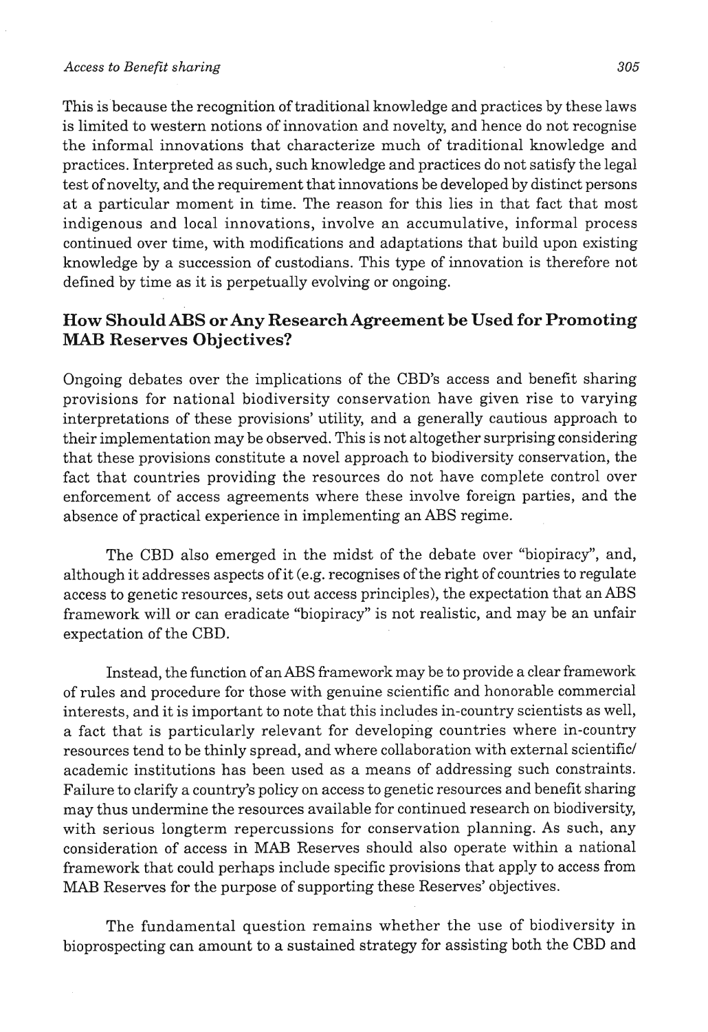This is because the recognition of traditional knowledge and practices by these laws is limited to western notions of innovation and novelty, and hence do not recognise the informal innovations that characterize much of traditional knowledge and practices. Interpreted as such, such knowledge and practices do not satisfy the legal test of novelty, and the requirement that innovations be developed by distinct persons at a particular moment in time. The reason for this lies in that fact that most indigenous and local innovations, involve an accumulative, informal process continued over time, with modifications and adaptations that build upon existing knowledge by a succession of custodians. This type of innovation is therefore not defined by time as it is perpetually evolving or ongoing.

## How Should ABS or Any Research Agreement be Used for Promoting MAB Reserves Objectives?

Ongoing debates over the implications of the CBD's access and benefit sharing provisions for national biodiversity conservation have given rise to varying interpretations of these provisions' utility, and a generally cautious approach to their implementation may be observed. This is not altogether surprising considering that these provisions constitute a novel approach to biodiversity conservation, the fact that countries providing the resources do not have complete control over enforcement of access agreements where these involve foreign parties, and the absence of practical experience in implementing an ABS regime.

The CBD also emerged in the midst of the debate over "biopiracy", and, although it addresses aspects of it (e.g. recognises of the right of countries to regulate access to genetic resources, sets out access principles), the expectation that an ABS framework will or can eradicate "biopiracy" is not realistic, and may be an unfair expectation of the CBD.

Instead, the function of an ABS framework may be to provide a clear framework of rules and procedure for those with genuine scientific and honorable commercial interests, and it is important to note that this includes in-country scientists as well, a fact that is particularly relevant for developing countries where in-country resources tend to be thinly spread, and where collaboration with external scientific/academic institutions has been used as a means of addressing such constraints. Failure to clarify a country's policy on access to genetic resources and benefit sharing may thus undermine the resources available for continued research on biodiversity, with serious longterm repercussions for conservation planning. As such, any consideration of access in MAB Reserves should also operate within a national framework that could perhaps include specific provisions that apply to access from MAB Reserves for the purpose of supporting these Reserves' objectives.

The fundamental question remains whether the use of biodiversity in bioprospecting can amount to a sustained strategy for assisting both the CBD and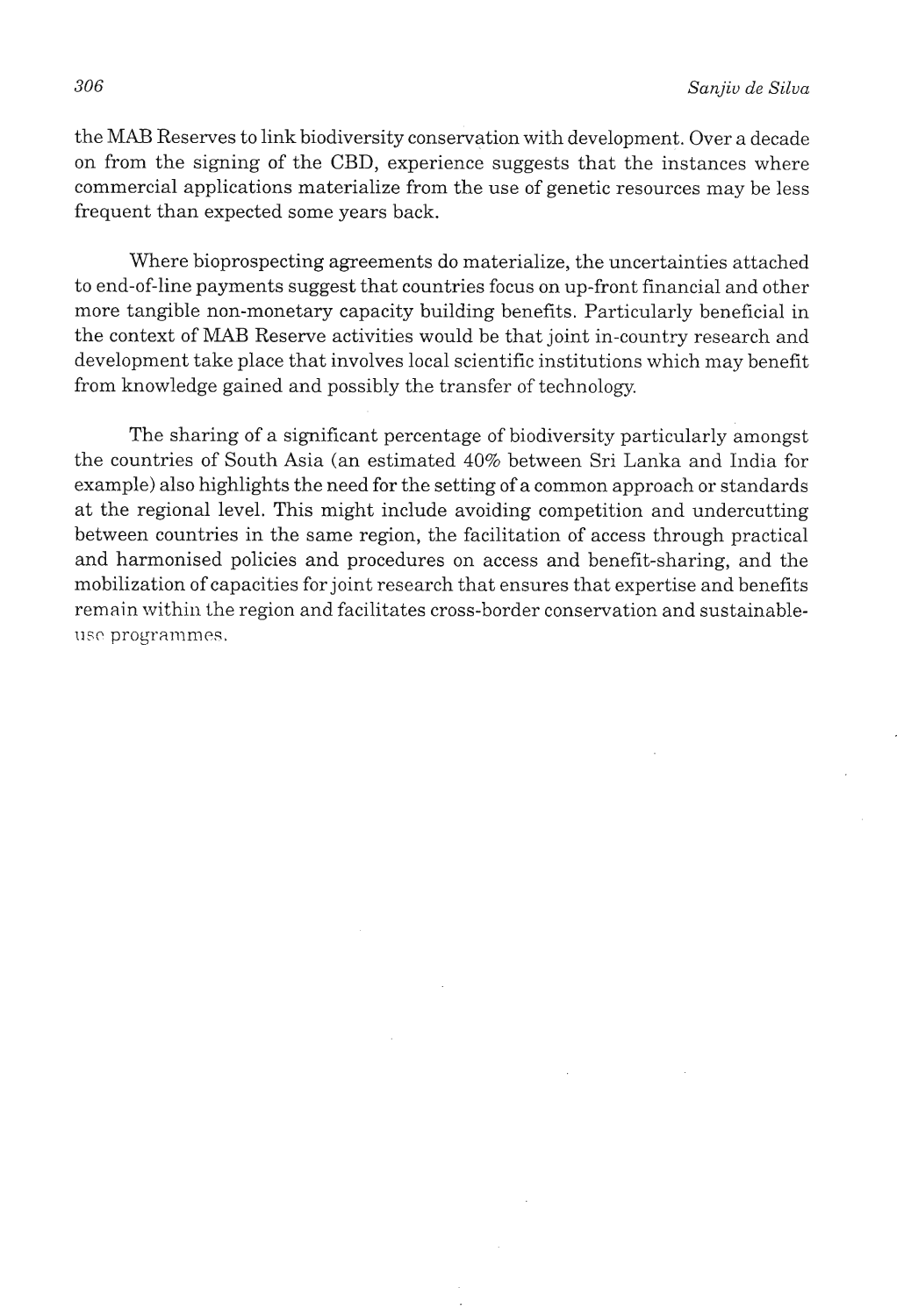the MAB Reserves to link biodiversity conservation with development. Over a decade on from the signing of the CBD, experience suggests that the instances where commercial applications materialize from the use of genetic resources may be less frequent than expected some years back.

Where bioprospecting agreements do materialize, the uncertainties attached to end-of-line payments suggest that countries focus on up-front financial and other more tangible non-monetary capacity building benefits. Particularly beneficial in the context of MAB Reserve activities would be that joint in-country research and development take place that involves local scientific institutions which may benefit from knowledge gained and possibly the transfer of technology.

The sharing of a significant percentage of biodiversity particularly amongst the countries of South Asia (an estimated 40% between Sri Lanka and India for example) also highlights the need for the setting of a common approach or standards at the regional level. This might include avoiding competition and undercutting between countries in the same region, the facilitation of access through practical and harmonised policies and procedures on access and benefit-sharing, and the mobilization of capacities for joint research that ensures that expertise and benefits remain within the region and facilitates cross-border conservation and sustainable-use programmes.